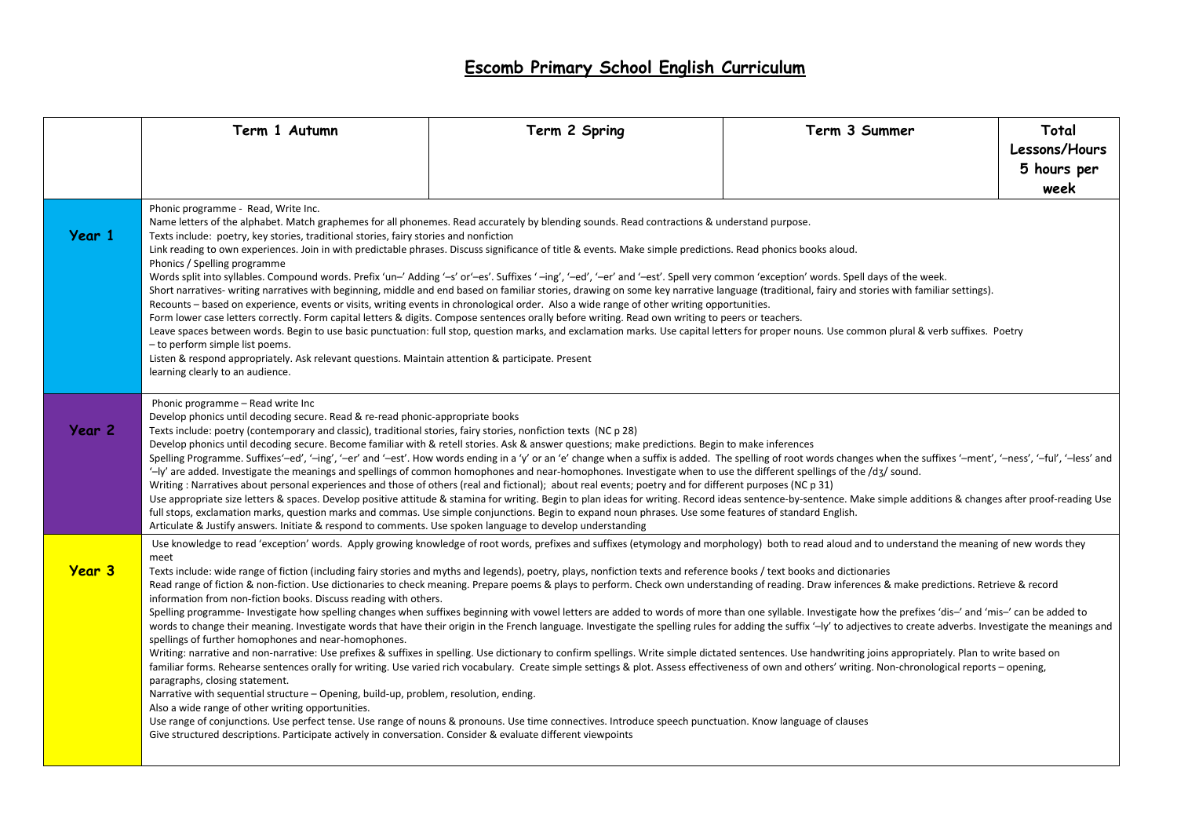# Escomb Primary School English Curriculum

| | Term 1 Autumn | Term 2 Spring | Term 3 Summer | Total Lessons/Hours 5 hours per week |
|---|---|---|---|---|
| **Year 1** | Phonic programme - Read, Write Inc.<br>Name letters of the alphabet. Match graphemes for all phonemes. Read accurately by blending sounds. Read contractions & understand purpose.<br>Texts include: poetry, key stories, traditional stories, fairy stories and nonfiction<br>Link reading to own experiences. Join in with predictable phrases. Discuss significance of title & events. Make simple predictions. Read phonics books aloud.<br>Phonics / Spelling programme<br>Words split into syllables. Compound words. Prefix 'un–' Adding '–s' or'–es'. Suffixes ' –ing', '–ed', '–er' and '–est'. Spell very common 'exception' words. Spell days of the week.<br>Short narratives- writing narratives with beginning, middle and end based on familiar stories, drawing on some key narrative language (traditional, fairy and stories with familiar settings).<br>Recounts – based on experience, events or visits, writing events in chronological order. Also a wide range of other writing opportunities.<br>Form lower case letters correctly. Form capital letters & digits. Compose sentences orally before writing. Read own writing to peers or teachers.<br>Leave spaces between words. Begin to use basic punctuation: full stop, question marks, and exclamation marks. Use capital letters for proper nouns. Use common plural & verb suffixes. Poetry – to perform simple list poems.<br>Listen & respond appropriately. Ask relevant questions. Maintain attention & participate. Present learning clearly to an audience. | | | |
| **Year 2** | Phonic programme – Read write Inc<br>Develop phonics until decoding secure. Read & re-read phonic-appropriate books<br>Texts include: poetry (contemporary and classic), traditional stories, fairy stories, nonfiction texts (NC p 28)<br>Develop phonics until decoding secure. Become familiar with & retell stories. Ask & answer questions; make predictions. Begin to make inferences<br>Spelling Programme. Suffixes'–ed', '–ing', '–er' and '–est'. How words ending in a 'y' or an 'e' change when a suffix is added. The spelling of root words changes when the suffixes '–ment', '–ness', '–ful', '–less' and '–ly' are added. Investigate the meanings and spellings of common homophones and near-homophones. Investigate when to use the different spellings of the /dʒ/ sound.<br>Writing : Narratives about personal experiences and those of others (real and fictional); about real events; poetry and for different purposes (NC p 31)<br>Use appropriate size letters & spaces. Develop positive attitude & stamina for writing. Begin to plan ideas for writing. Record ideas sentence-by-sentence. Make simple additions & changes after proof-reading Use full stops, exclamation marks, question marks and commas. Use simple conjunctions. Begin to expand noun phrases. Use some features of standard English.<br>Articulate & Justify answers. Initiate & respond to comments. Use spoken language to develop understanding | | | |
| **Year 3** | Use knowledge to read 'exception' words. Apply growing knowledge of root words, prefixes and suffixes (etymology and morphology) both to read aloud and to understand the meaning of new words they meet<br>Texts include: wide range of fiction (including fairy stories and myths and legends), poetry, plays, nonfiction texts and reference books / text books and dictionaries<br>Read range of fiction & non-fiction. Use dictionaries to check meaning. Prepare poems & plays to perform. Check own understanding of reading. Draw inferences & make predictions. Retrieve & record information from non-fiction books. Discuss reading with others.<br>Spelling programme- Investigate how spelling changes when suffixes beginning with vowel letters are added to words of more than one syllable. Investigate how the prefixes 'dis–' and 'mis–' can be added to words to change their meaning. Investigate words that have their origin in the French language. Investigate the spelling rules for adding the suffix '–ly' to adjectives to create adverbs. Investigate the meanings and spellings of further homophones and near-homophones.<br>Writing: narrative and non-narrative: Use prefixes & suffixes in spelling. Use dictionary to confirm spellings. Write simple dictated sentences. Use handwriting joins appropriately. Plan to write based on familiar forms. Rehearse sentences orally for writing. Use varied rich vocabulary. Create simple settings & plot. Assess effectiveness of own and others' writing. Non-chronological reports – opening, paragraphs, closing statement.<br>Narrative with sequential structure – Opening, build-up, problem, resolution, ending.<br>Also a wide range of other writing opportunities.<br>Use range of conjunctions. Use perfect tense. Use range of nouns & pronouns. Use time connectives. Introduce speech punctuation. Know language of clauses<br>Give structured descriptions. Participate actively in conversation. Consider & evaluate different viewpoints | | | |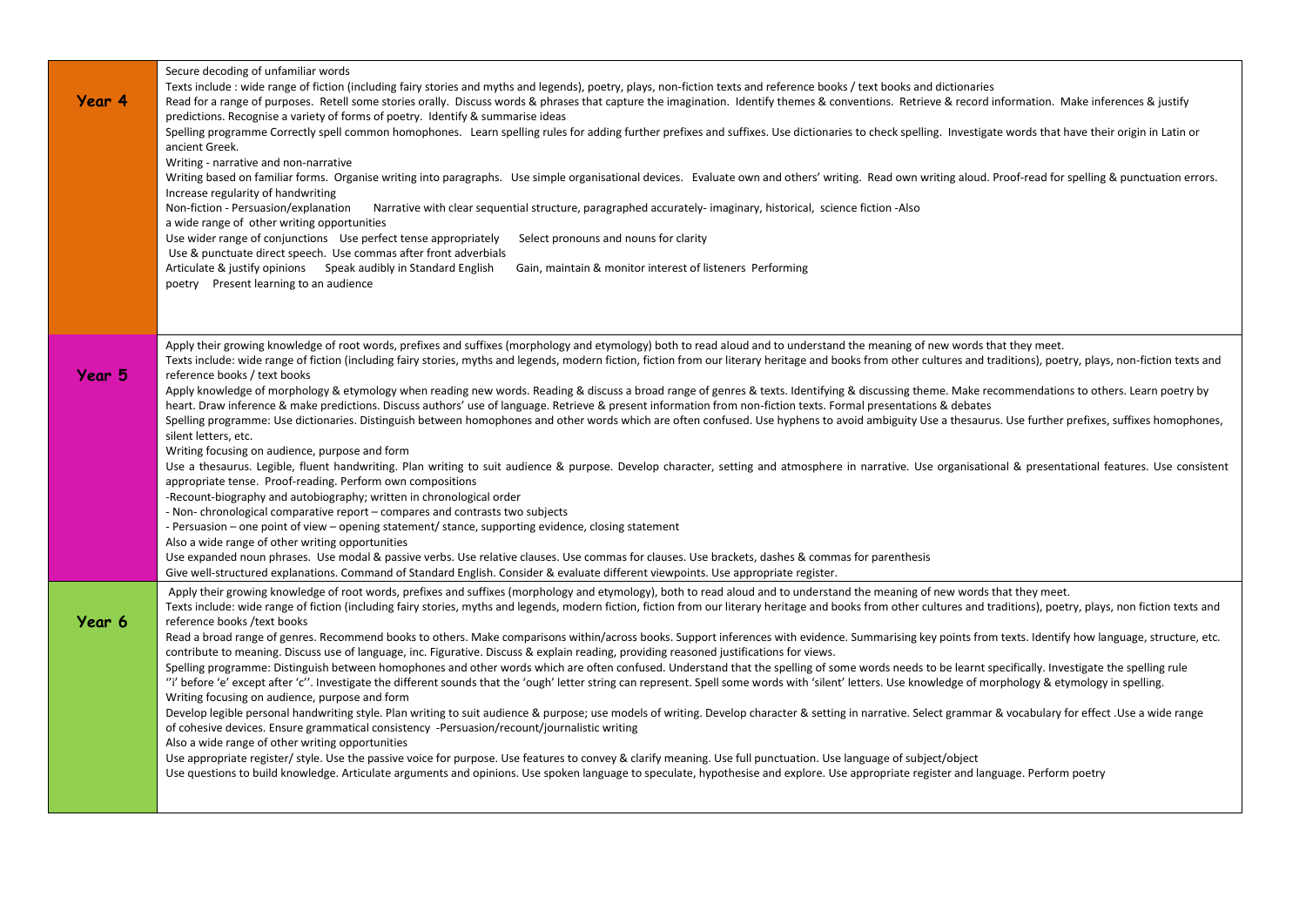| | |
|---|---|
| **Year 4** | Secure decoding of unfamiliar words<br>Texts include : wide range of fiction (including fairy stories and myths and legends), poetry, plays, non-fiction texts and reference books / text books and dictionaries<br>Read for a range of purposes. Retell some stories orally. Discuss words & phrases that capture the imagination. Identify themes & conventions. Retrieve & record information. Make inferences & justify predictions. Recognise a variety of forms of poetry. Identify & summarise ideas<br>Spelling programme Correctly spell common homophones. Learn spelling rules for adding further prefixes and suffixes. Use dictionaries to check spelling. Investigate words that have their origin in Latin or ancient Greek.<br>Writing - narrative and non-narrative<br>Writing based on familiar forms. Organise writing into paragraphs. Use simple organisational devices. Evaluate own and others' writing. Read own writing aloud. Proof-read for spelling & punctuation errors. Increase regularity of handwriting<br>Non-fiction - Persuasion/explanation Narrative with clear sequential structure, paragraphed accurately- imaginary, historical, science fiction -Also a wide range of other writing opportunities<br>Use wider range of conjunctions Use perfect tense appropriately Select pronouns and nouns for clarity<br>Use & punctuate direct speech. Use commas after front adverbials<br>Articulate & justify opinions Speak audibly in Standard English Gain, maintain & monitor interest of listeners Performing poetry Present learning to an audience |
| **Year 5** | Apply their growing knowledge of root words, prefixes and suffixes (morphology and etymology) both to read aloud and to understand the meaning of new words that they meet.<br>Texts include: wide range of fiction (including fairy stories, myths and legends, modern fiction, fiction from our literary heritage and books from other cultures and traditions), poetry, plays, non-fiction texts and reference books / text books<br>Apply knowledge of morphology & etymology when reading new words. Reading & discuss a broad range of genres & texts. Identifying & discussing theme. Make recommendations to others. Learn poetry by heart. Draw inference & make predictions. Discuss authors' use of language. Retrieve & present information from non-fiction texts. Formal presentations & debates<br>Spelling programme: Use dictionaries. Distinguish between homophones and other words which are often confused. Use hyphens to avoid ambiguity Use a thesaurus. Use further prefixes, suffixes homophones, silent letters, etc.<br>Writing focusing on audience, purpose and form<br>Use a thesaurus. Legible, fluent handwriting. Plan writing to suit audience & purpose. Develop character, setting and atmosphere in narrative. Use organisational & presentational features. Use consistent appropriate tense. Proof-reading. Perform own compositions<br>-Recount-biography and autobiography; written in chronological order<br>- Non- chronological comparative report – compares and contrasts two subjects<br>- Persuasion – one point of view – opening statement/ stance, supporting evidence, closing statement<br>Also a wide range of other writing opportunities<br>Use expanded noun phrases. Use modal & passive verbs. Use relative clauses. Use commas for clauses. Use brackets, dashes & commas for parenthesis<br>Give well-structured explanations. Command of Standard English. Consider & evaluate different viewpoints. Use appropriate register. |
| **Year 6** | Apply their growing knowledge of root words, prefixes and suffixes (morphology and etymology), both to read aloud and to understand the meaning of new words that they meet.<br>Texts include: wide range of fiction (including fairy stories, myths and legends, modern fiction, fiction from our literary heritage and books from other cultures and traditions), poetry, plays, non fiction texts and reference books /text books<br>Read a broad range of genres. Recommend books to others. Make comparisons within/across books. Support inferences with evidence. Summarising key points from texts. Identify how language, structure, etc. contribute to meaning. Discuss use of language, inc. Figurative. Discuss & explain reading, providing reasoned justifications for views.<br>Spelling programme: Distinguish between homophones and other words which are often confused. Understand that the spelling of some words needs to be learnt specifically. Investigate the spelling rule ''i' before 'e' except after 'c''. Investigate the different sounds that the 'ough' letter string can represent. Spell some words with 'silent' letters. Use knowledge of morphology & etymology in spelling.<br>Writing focusing on audience, purpose and form<br>Develop legible personal handwriting style. Plan writing to suit audience & purpose; use models of writing. Develop character & setting in narrative. Select grammar & vocabulary for effect .Use a wide range of cohesive devices. Ensure grammatical consistency -Persuasion/recount/journalistic writing<br>Also a wide range of other writing opportunities<br>Use appropriate register/ style. Use the passive voice for purpose. Use features to convey & clarify meaning. Use full punctuation. Use language of subject/object<br>Use questions to build knowledge. Articulate arguments and opinions. Use spoken language to speculate, hypothesise and explore. Use appropriate register and language. Perform poetry |